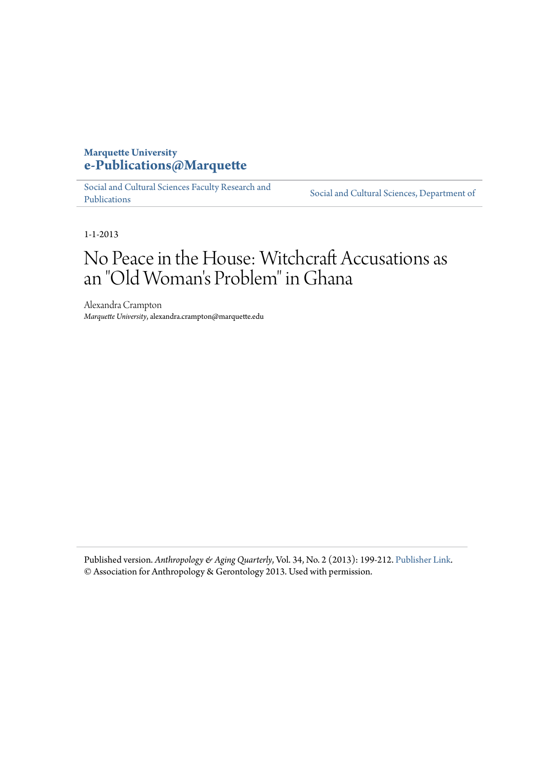**Marquette University**
**e-Publications@Marquette**

Social and Cultural Sciences Faculty Research and Publications | Social and Cultural Sciences, Department of

1-1-2013

# No Peace in the House: Witchcraft Accusations as an "Old Woman's Problem" in Ghana

Alexandra Crampton
*Marquette University*, alexandra.crampton@marquette.edu

Published version. *Anthropology & Aging Quarterly*, Vol. 34, No. 2 (2013): 199-212. Publisher Link. © Association for Anthropology & Gerontology 2013. Used with permission.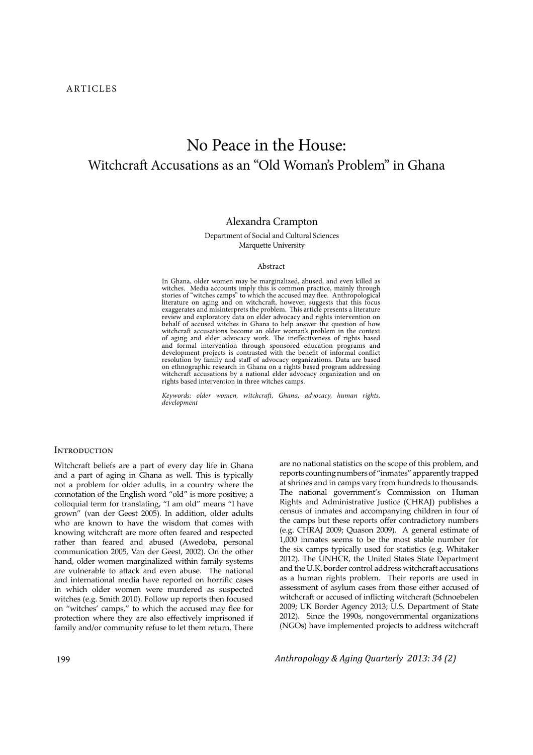ARTICLES

# No Peace in the House:
## Witchcraft Accusations as an "Old Woman's Problem" in Ghana

Alexandra Crampton

Department of Social and Cultural Sciences
Marquette University

Abstract

In Ghana, older women may be marginalized, abused, and even killed as witches. Media accounts imply this is common practice, mainly through stories of "witches camps" to which the accused may flee. Anthropological literature on aging and on witchcraft, however, suggests that this focus exaggerates and misinterprets the problem. This article presents a literature review and exploratory data on elder advocacy and rights intervention on behalf of accused witches in Ghana to help answer the question of how witchcraft accusations become an older woman's problem in the context of aging and elder advocacy work. The ineffectiveness of rights based and formal intervention through sponsored education programs and development projects is contrasted with the benefit of informal conflict resolution by family and staff of advocacy organizations. Data are based on ethnographic research in Ghana on a rights based program addressing witchcraft accusations by a national elder advocacy organization and on rights based intervention in three witches camps.

*Keywords: older women, witchcraft, Ghana, advocacy, human rights, development*

## Introduction

Witchcraft beliefs are a part of every day life in Ghana and a part of aging in Ghana as well. This is typically not a problem for older adults, in a country where the connotation of the English word "old" is more positive; a colloquial term for translating, "I am old" means "I have grown" (van der Geest 2005). In addition, older adults who are known to have the wisdom that comes with knowing witchcraft are more often feared and respected rather than feared and abused (Awedoba, personal communication 2005, Van der Geest, 2002). On the other hand, older women marginalized within family systems are vulnerable to attack and even abuse. The national and international media have reported on horrific cases in which older women were murdered as suspected witches (e.g. Smith 2010). Follow up reports then focused on "witches' camps," to which the accused may flee for protection where they are also effectively imprisoned if family and/or community refuse to let them return. There are no national statistics on the scope of this problem, and reports counting numbers of "inmates" apparently trapped at shrines and in camps vary from hundreds to thousands. The national government's Commission on Human Rights and Administrative Justice (CHRAJ) publishes a census of inmates and accompanying children in four of the camps but these reports offer contradictory numbers (e.g. CHRAJ 2009; Quason 2009). A general estimate of 1,000 inmates seems to be the most stable number for the six camps typically used for statistics (e.g. Whitaker 2012). The UNHCR, the United States State Department and the U.K. border control address witchcraft accusations as a human rights problem. Their reports are used in assessment of asylum cases from those either accused of witchcraft or accused of inflicting witchcraft (Schnoebelen 2009; UK Border Agency 2013; U.S. Department of State 2012). Since the 1990s, nongovernmental organizations (NGOs) have implemented projects to address witchcraft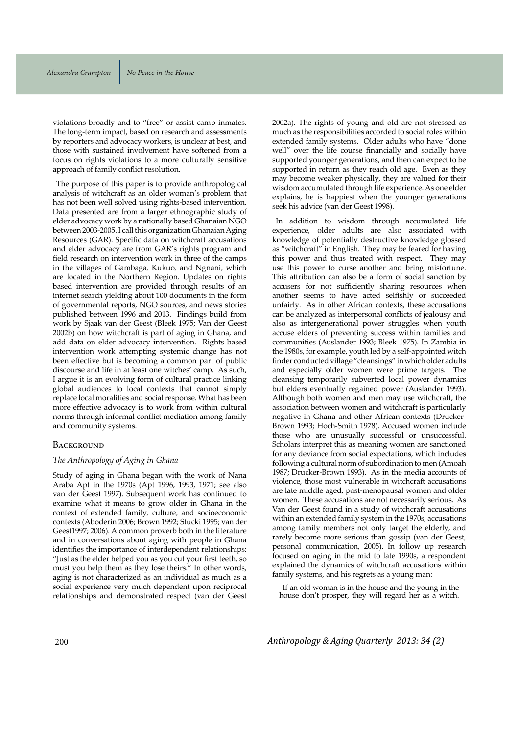violations broadly and to "free" or assist camp inmates. The long-term impact, based on research and assessments by reporters and advocacy workers, is unclear at best, and those with sustained involvement have softened from a focus on rights violations to a more culturally sensitive approach of family conflict resolution.

The purpose of this paper is to provide anthropological analysis of witchcraft as an older woman's problem that has not been well solved using rights-based intervention. Data presented are from a larger ethnographic study of elder advocacy work by a nationally based Ghanaian NGO between 2003-2005. I call this organization Ghanaian Aging Resources (GAR). Specific data on witchcraft accusations and elder advocacy are from GAR's rights program and field research on intervention work in three of the camps in the villages of Gambaga, Kukuo, and Ngnani, which are located in the Northern Region. Updates on rights based intervention are provided through results of an internet search yielding about 100 documents in the form of governmental reports, NGO sources, and news stories published between 1996 and 2013. Findings build from work by Sjaak van der Geest (Bleek 1975; Van der Geest 2002b) on how witchcraft is part of aging in Ghana, and add data on elder advocacy intervention. Rights based intervention work attempting systemic change has not been effective but is becoming a common part of public discourse and life in at least one witches' camp. As such, I argue it is an evolving form of cultural practice linking global audiences to local contexts that cannot simply replace local moralities and social response. What has been more effective advocacy is to work from within cultural norms through informal conflict mediation among family and community systems.

## Background

### *The Anthropology of Aging in Ghana*

Study of aging in Ghana began with the work of Nana Araba Apt in the 1970s (Apt 1996, 1993, 1971; see also van der Geest 1997). Subsequent work has continued to examine what it means to grow older in Ghana in the context of extended family, culture, and socioeconomic contexts (Aboderin 2006; Brown 1992; Stucki 1995; van der Geest1997; 2006). A common proverb both in the literature and in conversations about aging with people in Ghana identifies the importance of interdependent relationships: "Just as the elder helped you as you cut your first teeth, so must you help them as they lose theirs." In other words, aging is not characterized as an individual as much as a social experience very much dependent upon reciprocal relationships and demonstrated respect (van der Geest 2002a). The rights of young and old are not stressed as much as the responsibilities accorded to social roles within extended family systems. Older adults who have "done well" over the life course financially and socially have supported younger generations, and then can expect to be supported in return as they reach old age. Even as they may become weaker physically, they are valued for their wisdom accumulated through life experience. As one elder explains, he is happiest when the younger generations seek his advice (van der Geest 1998).

In addition to wisdom through accumulated life experience, older adults are also associated with knowledge of potentially destructive knowledge glossed as "witchcraft" in English. They may be feared for having this power and thus treated with respect. They may use this power to curse another and bring misfortune. This attribution can also be a form of social sanction by accusers for not sufficiently sharing resources when another seems to have acted selfishly or succeeded unfairly. As in other African contexts, these accusations can be analyzed as interpersonal conflicts of jealousy and also as intergenerational power struggles when youth accuse elders of preventing success within families and communities (Auslander 1993; Bleek 1975). In Zambia in the 1980s, for example, youth led by a self-appointed witch finder conducted village "cleansings" in which older adults and especially older women were prime targets. The cleansing temporarily subverted local power dynamics but elders eventually regained power (Auslander 1993). Although both women and men may use witchcraft, the association between women and witchcraft is particularly negative in Ghana and other African contexts (Drucker-Brown 1993; Hoch-Smith 1978). Accused women include those who are unusually successful or unsuccessful. Scholars interpret this as meaning women are sanctioned for any deviance from social expectations, which includes following a cultural norm of subordination to men (Amoah 1987; Drucker-Brown 1993). As in the media accounts of violence, those most vulnerable in witchcraft accusations are late middle aged, post-menopausal women and older women. These accusations are not necessarily serious. As Van der Geest found in a study of witchcraft accusations within an extended family system in the 1970s, accusations among family members not only target the elderly, and rarely become more serious than gossip (van der Geest, personal communication, 2005). In follow up research focused on aging in the mid to late 1990s, a respondent explained the dynamics of witchcraft accusations within family systems, and his regrets as a young man:

> If an old woman is in the house and the young in the house don't prosper, they will regard her as a witch.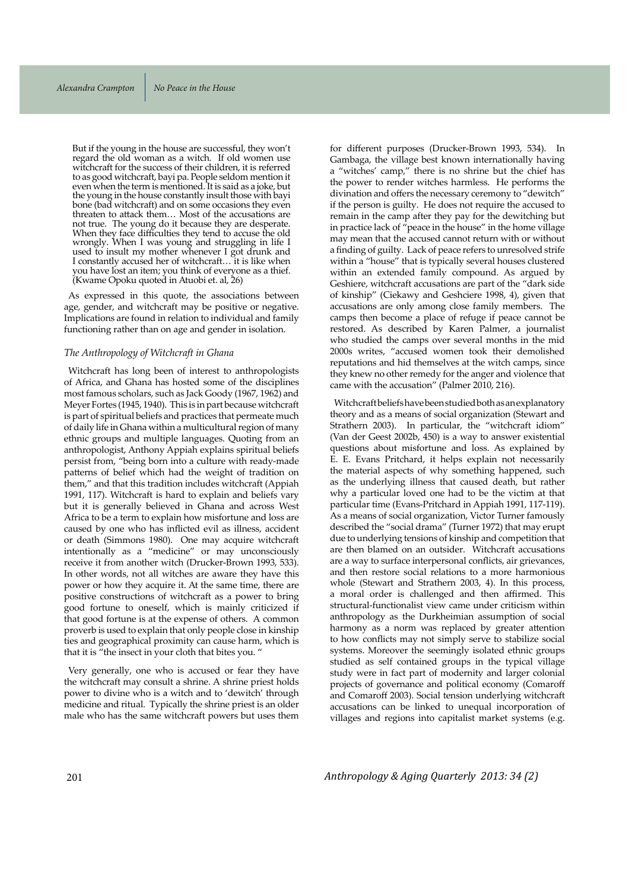> But if the young in the house are successful, they won't regard the old woman as a witch. If old women use witchcraft for the success of their children, it is referred to as good witchcraft, bayi pa. People seldom mention it even when the term is mentioned. It is said as a joke, but the young in the house constantly insult those with bayi bone (bad witchcraft) and on some occasions they even threaten to attack them… Most of the accusations are not true. The young do it because they are desperate. When they face difficulties they tend to accuse the old wrongly. When I was young and struggling in life I used to insult my mother whenever I got drunk and I constantly accused her of witchcraft… it is like when you have lost an item; you think of everyone as a thief. (Kwame Opoku quoted in Atuobi et. al, 26)

As expressed in this quote, the associations between age, gender, and witchcraft may be positive or negative. Implications are found in relation to individual and family functioning rather than on age and gender in isolation.

### *The Anthropology of Witchcraft in Ghana*

Witchcraft has long been of interest to anthropologists of Africa, and Ghana has hosted some of the disciplines most famous scholars, such as Jack Goody (1967, 1962) and Meyer Fortes (1945, 1940). This is in part because witchcraft is part of spiritual beliefs and practices that permeate much of daily life in Ghana within a multicultural region of many ethnic groups and multiple languages. Quoting from an anthropologist, Anthony Appiah explains spiritual beliefs persist from, "being born into a culture with ready-made patterns of belief which had the weight of tradition on them," and that this tradition includes witchcraft (Appiah 1991, 117). Witchcraft is hard to explain and beliefs vary but it is generally believed in Ghana and across West Africa to be a term to explain how misfortune and loss are caused by one who has inflicted evil as illness, accident or death (Simmons 1980). One may acquire witchcraft intentionally as a "medicine" or may unconsciously receive it from another witch (Drucker-Brown 1993, 533). In other words, not all witches are aware they have this power or how they acquire it. At the same time, there are positive constructions of witchcraft as a power to bring good fortune to oneself, which is mainly criticized if that good fortune is at the expense of others. A common proverb is used to explain that only people close in kinship ties and geographical proximity can cause harm, which is that it is "the insect in your cloth that bites you. "

Very generally, one who is accused or fear they have the witchcraft may consult a shrine. A shrine priest holds power to divine who is a witch and to 'dewitch' through medicine and ritual. Typically the shrine priest is an older male who has the same witchcraft powers but uses them for different purposes (Drucker-Brown 1993, 534). In Gambaga, the village best known internationally having a "witches' camp," there is no shrine but the chief has the power to render witches harmless. He performs the divination and offers the necessary ceremony to "dewitch" if the person is guilty. He does not require the accused to remain in the camp after they pay for the dewitching but in practice lack of "peace in the house" in the home village may mean that the accused cannot return with or without a finding of guilty. Lack of peace refers to unresolved strife within a "house" that is typically several houses clustered within an extended family compound. As argued by Geshiere, witchcraft accusations are part of the "dark side of kinship" (Ciekawy and Geshciere 1998, 4), given that accusations are only among close family members. The camps then become a place of refuge if peace cannot be restored. As described by Karen Palmer, a journalist who studied the camps over several months in the mid 2000s writes, "accused women took their demolished reputations and hid themselves at the witch camps, since they knew no other remedy for the anger and violence that came with the accusation" (Palmer 2010, 216).

Witchcraft beliefs have been studied both as an explanatory theory and as a means of social organization (Stewart and Strathern 2003). In particular, the "witchcraft idiom" (Van der Geest 2002b, 450) is a way to answer existential questions about misfortune and loss. As explained by E. E. Evans Pritchard, it helps explain not necessarily the material aspects of why something happened, such as the underlying illness that caused death, but rather why a particular loved one had to be the victim at that particular time (Evans-Pritchard in Appiah 1991, 117-119). As a means of social organization, Victor Turner famously described the "social drama" (Turner 1972) that may erupt due to underlying tensions of kinship and competition that are then blamed on an outsider. Witchcraft accusations are a way to surface interpersonal conflicts, air grievances, and then restore social relations to a more harmonious whole (Stewart and Strathern 2003, 4). In this process, a moral order is challenged and then affirmed. This structural-functionalist view came under criticism within anthropology as the Durkheimian assumption of social harmony as a norm was replaced by greater attention to how conflicts may not simply serve to stabilize social systems. Moreover the seemingly isolated ethnic groups studied as self contained groups in the typical village study were in fact part of modernity and larger colonial projects of governance and political economy (Comaroff and Comaroff 2003). Social tension underlying witchcraft accusations can be linked to unequal incorporation of villages and regions into capitalist market systems (e.g.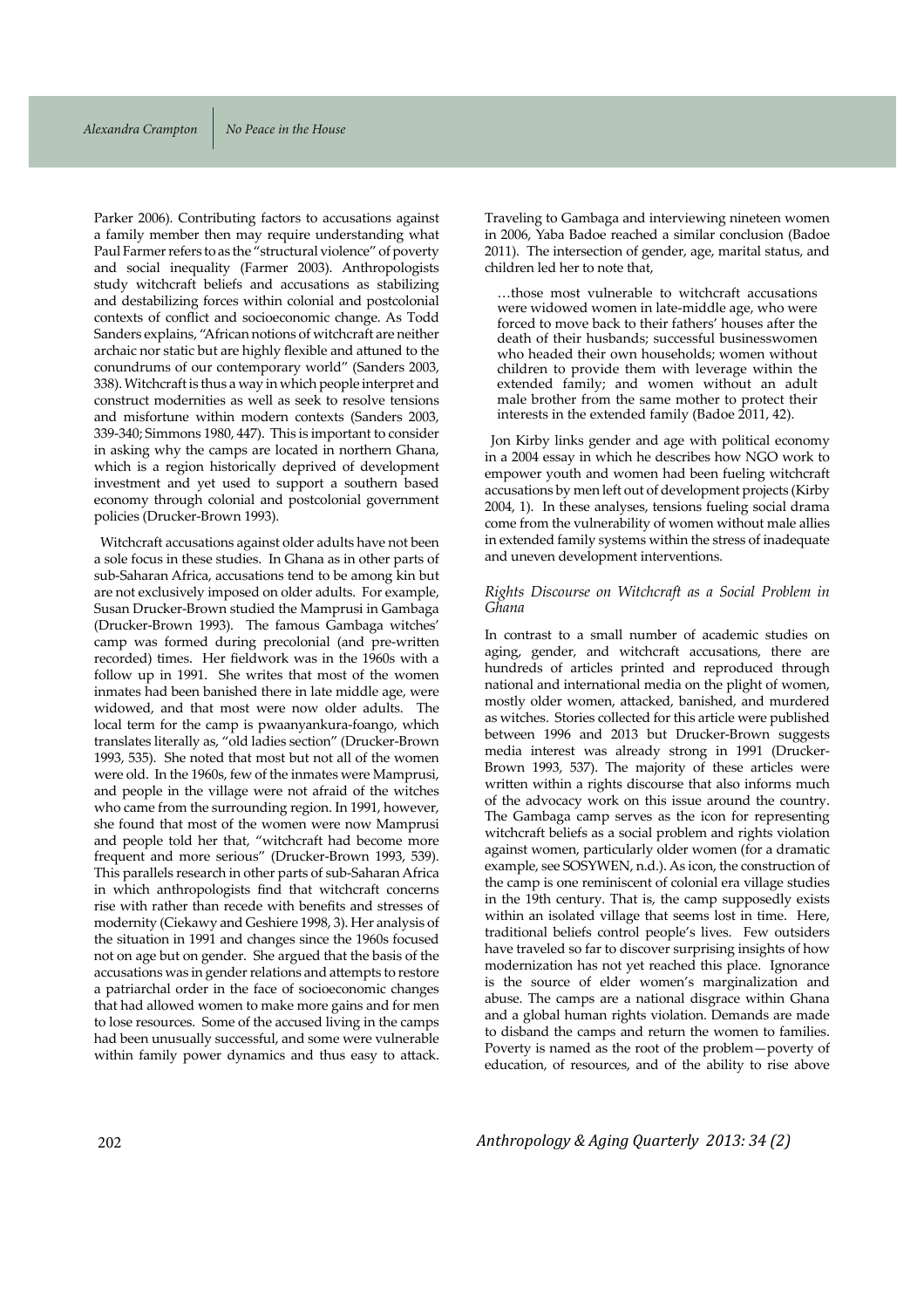Parker 2006). Contributing factors to accusations against a family member then may require understanding what Paul Farmer refers to as the "structural violence" of poverty and social inequality (Farmer 2003). Anthropologists study witchcraft beliefs and accusations as stabilizing and destabilizing forces within colonial and postcolonial contexts of conflict and socioeconomic change. As Todd Sanders explains, "African notions of witchcraft are neither archaic nor static but are highly flexible and attuned to the conundrums of our contemporary world" (Sanders 2003, 338). Witchcraft is thus a way in which people interpret and construct modernities as well as seek to resolve tensions and misfortune within modern contexts (Sanders 2003, 339-340; Simmons 1980, 447). This is important to consider in asking why the camps are located in northern Ghana, which is a region historically deprived of development investment and yet used to support a southern based economy through colonial and postcolonial government policies (Drucker-Brown 1993).

Witchcraft accusations against older adults have not been a sole focus in these studies. In Ghana as in other parts of sub-Saharan Africa, accusations tend to be among kin but are not exclusively imposed on older adults. For example, Susan Drucker-Brown studied the Mamprusi in Gambaga (Drucker-Brown 1993). The famous Gambaga witches' camp was formed during precolonial (and pre-written recorded) times. Her fieldwork was in the 1960s with a follow up in 1991. She writes that most of the women inmates had been banished there in late middle age, were widowed, and that most were now older adults. The local term for the camp is pwaanyankura-foango, which translates literally as, "old ladies section" (Drucker-Brown 1993, 535). She noted that most but not all of the women were old. In the 1960s, few of the inmates were Mamprusi, and people in the village were not afraid of the witches who came from the surrounding region. In 1991, however, she found that most of the women were now Mamprusi and people told her that, "witchcraft had become more frequent and more serious" (Drucker-Brown 1993, 539). This parallels research in other parts of sub-Saharan Africa in which anthropologists find that witchcraft concerns rise with rather than recede with benefits and stresses of modernity (Ciekawy and Geshiere 1998, 3). Her analysis of the situation in 1991 and changes since the 1960s focused not on age but on gender. She argued that the basis of the accusations was in gender relations and attempts to restore a patriarchal order in the face of socioeconomic changes that had allowed women to make more gains and for men to lose resources. Some of the accused living in the camps had been unusually successful, and some were vulnerable within family power dynamics and thus easy to attack. Traveling to Gambaga and interviewing nineteen women in 2006, Yaba Badoe reached a similar conclusion (Badoe 2011). The intersection of gender, age, marital status, and children led her to note that,

> …those most vulnerable to witchcraft accusations were widowed women in late-middle age, who were forced to move back to their fathers' houses after the death of their husbands; successful businesswomen who headed their own households; women without children to provide them with leverage within the extended family; and women without an adult male brother from the same mother to protect their interests in the extended family (Badoe 2011, 42).

Jon Kirby links gender and age with political economy in a 2004 essay in which he describes how NGO work to empower youth and women had been fueling witchcraft accusations by men left out of development projects (Kirby 2004, 1). In these analyses, tensions fueling social drama come from the vulnerability of women without male allies in extended family systems within the stress of inadequate and uneven development interventions.

### *Rights Discourse on Witchcraft as a Social Problem in Ghana*

In contrast to a small number of academic studies on aging, gender, and witchcraft accusations, there are hundreds of articles printed and reproduced through national and international media on the plight of women, mostly older women, attacked, banished, and murdered as witches. Stories collected for this article were published between 1996 and 2013 but Drucker-Brown suggests media interest was already strong in 1991 (Drucker-Brown 1993, 537). The majority of these articles were written within a rights discourse that also informs much of the advocacy work on this issue around the country. The Gambaga camp serves as the icon for representing witchcraft beliefs as a social problem and rights violation against women, particularly older women (for a dramatic example, see SOSYWEN, n.d.). As icon, the construction of the camp is one reminiscent of colonial era village studies in the 19th century. That is, the camp supposedly exists within an isolated village that seems lost in time. Here, traditional beliefs control people's lives. Few outsiders have traveled so far to discover surprising insights of how modernization has not yet reached this place. Ignorance is the source of elder women's marginalization and abuse. The camps are a national disgrace within Ghana and a global human rights violation. Demands are made to disband the camps and return the women to families. Poverty is named as the root of the problem—poverty of education, of resources, and of the ability to rise above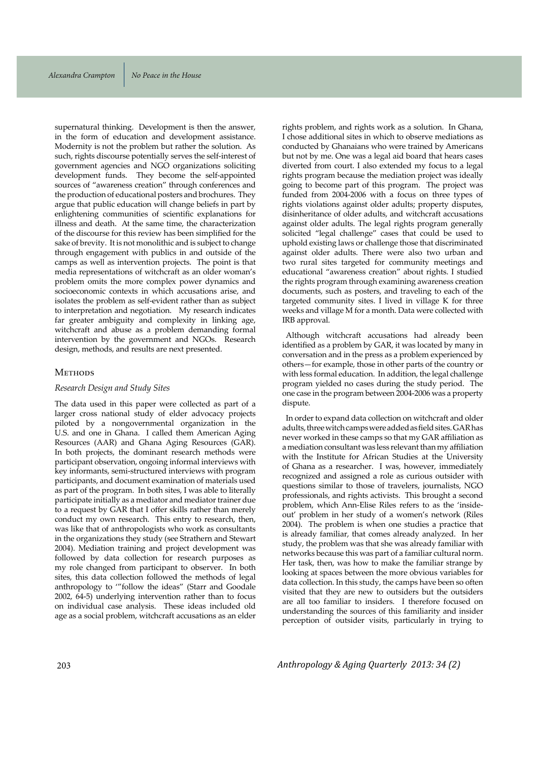supernatural thinking. Development is then the answer, in the form of education and development assistance. Modernity is not the problem but rather the solution. As such, rights discourse potentially serves the self-interest of government agencies and NGO organizations soliciting development funds. They become the self-appointed sources of "awareness creation" through conferences and the production of educational posters and brochures. They argue that public education will change beliefs in part by enlightening communities of scientific explanations for illness and death. At the same time, the characterization of the discourse for this review has been simplified for the sake of brevity. It is not monolithic and is subject to change through engagement with publics in and outside of the camps as well as intervention projects. The point is that media representations of witchcraft as an older woman's problem omits the more complex power dynamics and socioeconomic contexts in which accusations arise, and isolates the problem as self-evident rather than as subject to interpretation and negotiation. My research indicates far greater ambiguity and complexity in linking age, witchcraft and abuse as a problem demanding formal intervention by the government and NGOs. Research design, methods, and results are next presented.

## Methods

### *Research Design and Study Sites*

The data used in this paper were collected as part of a larger cross national study of elder advocacy projects piloted by a nongovernmental organization in the U.S. and one in Ghana. I called them American Aging Resources (AAR) and Ghana Aging Resources (GAR). In both projects, the dominant research methods were participant observation, ongoing informal interviews with key informants, semi-structured interviews with program participants, and document examination of materials used as part of the program. In both sites, I was able to literally participate initially as a mediator and mediator trainer due to a request by GAR that I offer skills rather than merely conduct my own research. This entry to research, then, was like that of anthropologists who work as consultants in the organizations they study (see Strathern and Stewart 2004). Mediation training and project development was followed by data collection for research purposes as my role changed from participant to observer. In both sites, this data collection followed the methods of legal anthropology to '"follow the ideas" (Starr and Goodale 2002, 64-5) underlying intervention rather than to focus on individual case analysis. These ideas included old age as a social problem, witchcraft accusations as an elder rights problem, and rights work as a solution. In Ghana, I chose additional sites in which to observe mediations as conducted by Ghanaians who were trained by Americans but not by me. One was a legal aid board that hears cases diverted from court. I also extended my focus to a legal rights program because the mediation project was ideally going to become part of this program. The project was funded from 2004-2006 with a focus on three types of rights violations against older adults; property disputes, disinheritance of older adults, and witchcraft accusations against older adults. The legal rights program generally solicited "legal challenge" cases that could be used to uphold existing laws or challenge those that discriminated against older adults. There were also two urban and two rural sites targeted for community meetings and educational "awareness creation" about rights. I studied the rights program through examining awareness creation documents, such as posters, and traveling to each of the targeted community sites. I lived in village K for three weeks and village M for a month. Data were collected with IRB approval.

Although witchcraft accusations had already been identified as a problem by GAR, it was located by many in conversation and in the press as a problem experienced by others—for example, those in other parts of the country or with less formal education. In addition, the legal challenge program yielded no cases during the study period. The one case in the program between 2004-2006 was a property dispute.

In order to expand data collection on witchcraft and older adults, three witch camps were added as field sites. GAR has never worked in these camps so that my GAR affiliation as a mediation consultant was less relevant than my affiliation with the Institute for African Studies at the University of Ghana as a researcher. I was, however, immediately recognized and assigned a role as curious outsider with questions similar to those of travelers, journalists, NGO professionals, and rights activists. This brought a second problem, which Ann-Elise Riles refers to as the 'inside-out' problem in her study of a women's network (Riles 2004). The problem is when one studies a practice that is already familiar, that comes already analyzed. In her study, the problem was that she was already familiar with networks because this was part of a familiar cultural norm. Her task, then, was how to make the familiar strange by looking at spaces between the more obvious variables for data collection. In this study, the camps have been so often visited that they are new to outsiders but the outsiders are all too familiar to insiders. I therefore focused on understanding the sources of this familiarity and insider perception of outsider visits, particularly in trying to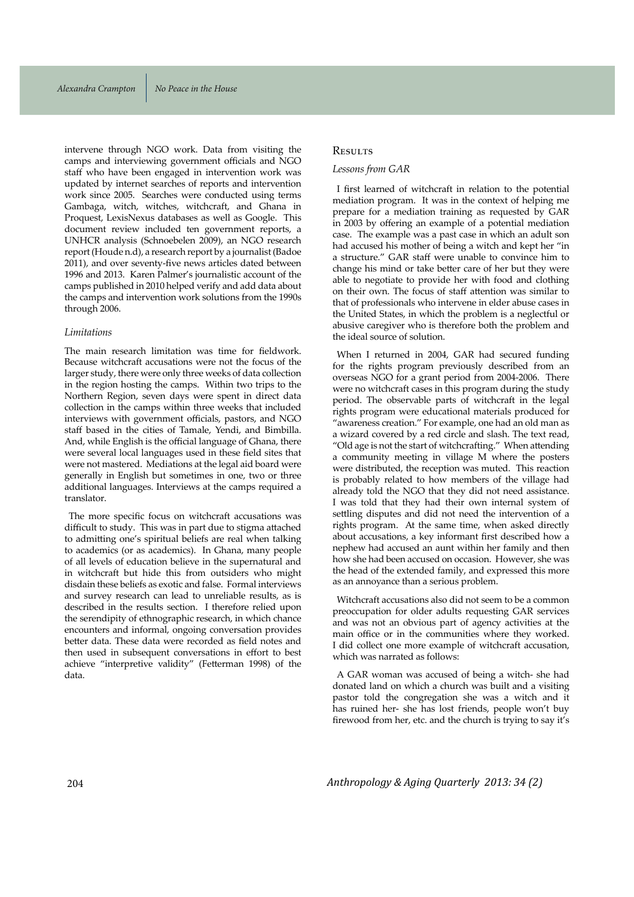intervene through NGO work. Data from visiting the camps and interviewing government officials and NGO staff who have been engaged in intervention work was updated by internet searches of reports and intervention work since 2005. Searches were conducted using terms Gambaga, witch, witches, witchcraft, and Ghana in Proquest, LexisNexus databases as well as Google. This document review included ten government reports, a UNHCR analysis (Schnoebelen 2009), an NGO research report (Houde n.d), a research report by a journalist (Badoe 2011), and over seventy-five news articles dated between 1996 and 2013. Karen Palmer's journalistic account of the camps published in 2010 helped verify and add data about the camps and intervention work solutions from the 1990s through 2006.

### *Limitations*

The main research limitation was time for fieldwork. Because witchcraft accusations were not the focus of the larger study, there were only three weeks of data collection in the region hosting the camps. Within two trips to the Northern Region, seven days were spent in direct data collection in the camps within three weeks that included interviews with government officials, pastors, and NGO staff based in the cities of Tamale, Yendi, and Bimbilla. And, while English is the official language of Ghana, there were several local languages used in these field sites that were not mastered. Mediations at the legal aid board were generally in English but sometimes in one, two or three additional languages. Interviews at the camps required a translator.

The more specific focus on witchcraft accusations was difficult to study. This was in part due to stigma attached to admitting one's spiritual beliefs are real when talking to academics (or as academics). In Ghana, many people of all levels of education believe in the supernatural and in witchcraft but hide this from outsiders who might disdain these beliefs as exotic and false. Formal interviews and survey research can lead to unreliable results, as is described in the results section. I therefore relied upon the serendipity of ethnographic research, in which chance encounters and informal, ongoing conversation provides better data. These data were recorded as field notes and then used in subsequent conversations in effort to best achieve "interpretive validity" (Fetterman 1998) of the data.

## Results

### *Lessons from GAR*

I first learned of witchcraft in relation to the potential mediation program. It was in the context of helping me prepare for a mediation training as requested by GAR in 2003 by offering an example of a potential mediation case. The example was a past case in which an adult son had accused his mother of being a witch and kept her "in a structure." GAR staff were unable to convince him to change his mind or take better care of her but they were able to negotiate to provide her with food and clothing on their own. The focus of staff attention was similar to that of professionals who intervene in elder abuse cases in the United States, in which the problem is a neglectful or abusive caregiver who is therefore both the problem and the ideal source of solution.

When I returned in 2004, GAR had secured funding for the rights program previously described from an overseas NGO for a grant period from 2004-2006. There were no witchcraft cases in this program during the study period. The observable parts of witchcraft in the legal rights program were educational materials produced for "awareness creation." For example, one had an old man as a wizard covered by a red circle and slash. The text read, "Old age is not the start of witchcrafting." When attending a community meeting in village M where the posters were distributed, the reception was muted. This reaction is probably related to how members of the village had already told the NGO that they did not need assistance. I was told that they had their own internal system of settling disputes and did not need the intervention of a rights program. At the same time, when asked directly about accusations, a key informant first described how a nephew had accused an aunt within her family and then how she had been accused on occasion. However, she was the head of the extended family, and expressed this more as an annoyance than a serious problem.

Witchcraft accusations also did not seem to be a common preoccupation for older adults requesting GAR services and was not an obvious part of agency activities at the main office or in the communities where they worked. I did collect one more example of witchcraft accusation, which was narrated as follows:

A GAR woman was accused of being a witch- she had donated land on which a church was built and a visiting pastor told the congregation she was a witch and it has ruined her- she has lost friends, people won't buy firewood from her, etc. and the church is trying to say it's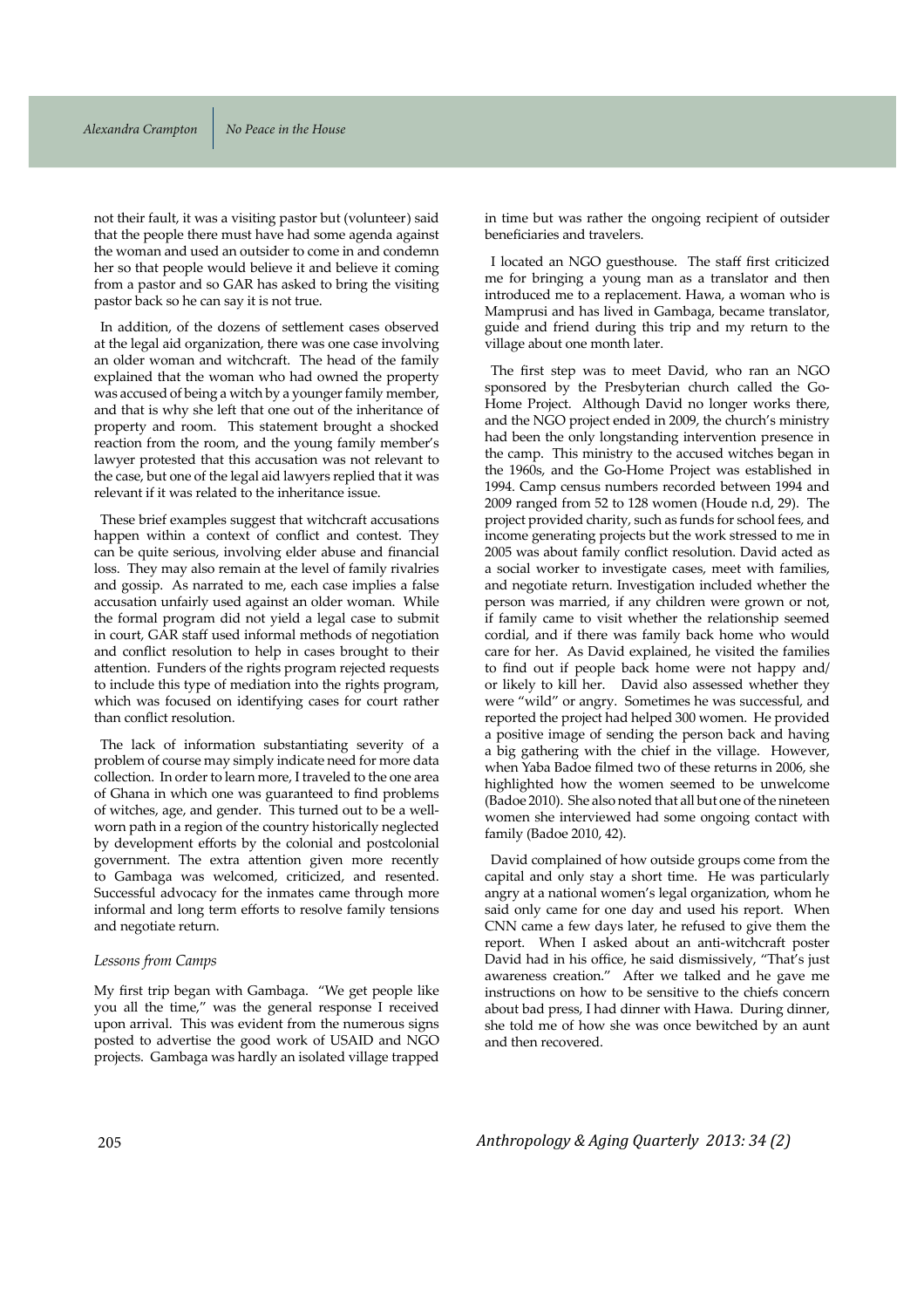not their fault, it was a visiting pastor but (volunteer) said that the people there must have had some agenda against the woman and used an outsider to come in and condemn her so that people would believe it and believe it coming from a pastor and so GAR has asked to bring the visiting pastor back so he can say it is not true.

In addition, of the dozens of settlement cases observed at the legal aid organization, there was one case involving an older woman and witchcraft. The head of the family explained that the woman who had owned the property was accused of being a witch by a younger family member, and that is why she left that one out of the inheritance of property and room. This statement brought a shocked reaction from the room, and the young family member's lawyer protested that this accusation was not relevant to the case, but one of the legal aid lawyers replied that it was relevant if it was related to the inheritance issue.

These brief examples suggest that witchcraft accusations happen within a context of conflict and contest. They can be quite serious, involving elder abuse and financial loss. They may also remain at the level of family rivalries and gossip. As narrated to me, each case implies a false accusation unfairly used against an older woman. While the formal program did not yield a legal case to submit in court, GAR staff used informal methods of negotiation and conflict resolution to help in cases brought to their attention. Funders of the rights program rejected requests to include this type of mediation into the rights program, which was focused on identifying cases for court rather than conflict resolution.

The lack of information substantiating severity of a problem of course may simply indicate need for more data collection. In order to learn more, I traveled to the one area of Ghana in which one was guaranteed to find problems of witches, age, and gender. This turned out to be a well-worn path in a region of the country historically neglected by development efforts by the colonial and postcolonial government. The extra attention given more recently to Gambaga was welcomed, criticized, and resented. Successful advocacy for the inmates came through more informal and long term efforts to resolve family tensions and negotiate return.

*Lessons from Camps*

My first trip began with Gambaga. "We get people like you all the time," was the general response I received upon arrival. This was evident from the numerous signs posted to advertise the good work of USAID and NGO projects. Gambaga was hardly an isolated village trapped in time but was rather the ongoing recipient of outsider beneficiaries and travelers.

I located an NGO guesthouse. The staff first criticized me for bringing a young man as a translator and then introduced me to a replacement. Hawa, a woman who is Mamprusi and has lived in Gambaga, became translator, guide and friend during this trip and my return to the village about one month later.

The first step was to meet David, who ran an NGO sponsored by the Presbyterian church called the Go-Home Project. Although David no longer works there, and the NGO project ended in 2009, the church's ministry had been the only longstanding intervention presence in the camp. This ministry to the accused witches began in the 1960s, and the Go-Home Project was established in 1994. Camp census numbers recorded between 1994 and 2009 ranged from 52 to 128 women (Houde n.d, 29). The project provided charity, such as funds for school fees, and income generating projects but the work stressed to me in 2005 was about family conflict resolution. David acted as a social worker to investigate cases, meet with families, and negotiate return. Investigation included whether the person was married, if any children were grown or not, if family came to visit whether the relationship seemed cordial, and if there was family back home who would care for her. As David explained, he visited the families to find out if people back home were not happy and/or likely to kill her. David also assessed whether they were "wild" or angry. Sometimes he was successful, and reported the project had helped 300 women. He provided a positive image of sending the person back and having a big gathering with the chief in the village. However, when Yaba Badoe filmed two of these returns in 2006, she highlighted how the women seemed to be unwelcome (Badoe 2010). She also noted that all but one of the nineteen women she interviewed had some ongoing contact with family (Badoe 2010, 42).

David complained of how outside groups come from the capital and only stay a short time. He was particularly angry at a national women's legal organization, whom he said only came for one day and used his report. When CNN came a few days later, he refused to give them the report. When I asked about an anti-witchcraft poster David had in his office, he said dismissively, "That's just awareness creation." After we talked and he gave me instructions on how to be sensitive to the chiefs concern about bad press, I had dinner with Hawa. During dinner, she told me of how she was once bewitched by an aunt and then recovered.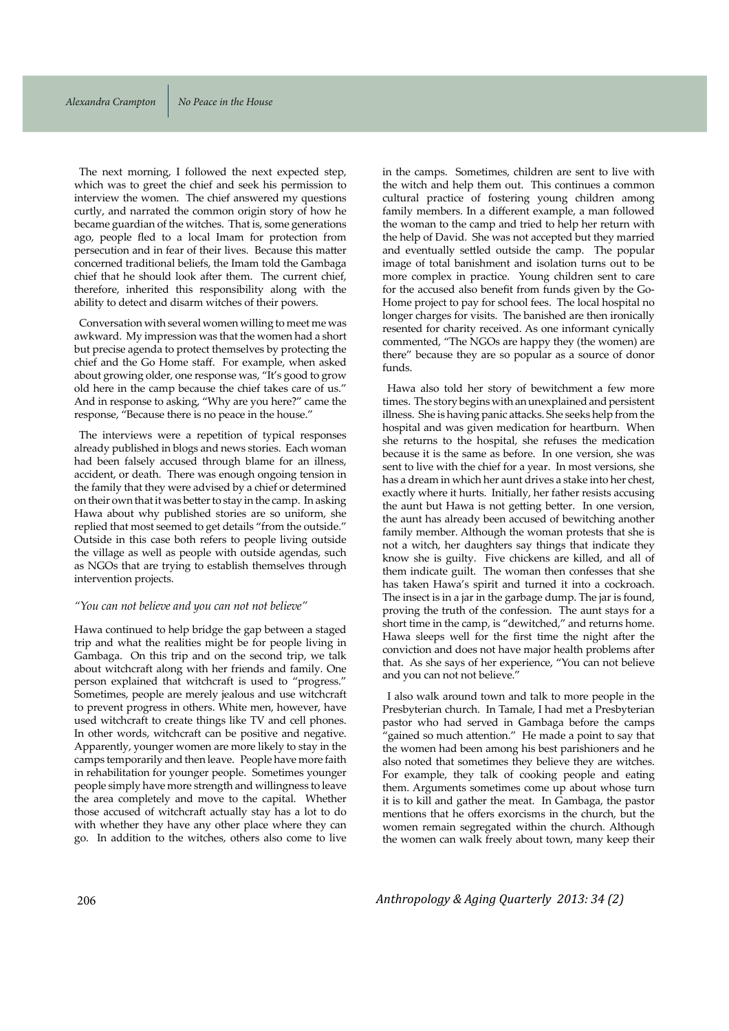The next morning, I followed the next expected step, which was to greet the chief and seek his permission to interview the women. The chief answered my questions curtly, and narrated the common origin story of how he became guardian of the witches. That is, some generations ago, people fled to a local Imam for protection from persecution and in fear of their lives. Because this matter concerned traditional beliefs, the Imam told the Gambaga chief that he should look after them. The current chief, therefore, inherited this responsibility along with the ability to detect and disarm witches of their powers.

Conversation with several women willing to meet me was awkward. My impression was that the women had a short but precise agenda to protect themselves by protecting the chief and the Go Home staff. For example, when asked about growing older, one response was, "It's good to grow old here in the camp because the chief takes care of us." And in response to asking, "Why are you here?" came the response, "Because there is no peace in the house."

The interviews were a repetition of typical responses already published in blogs and news stories. Each woman had been falsely accused through blame for an illness, accident, or death. There was enough ongoing tension in the family that they were advised by a chief or determined on their own that it was better to stay in the camp. In asking Hawa about why published stories are so uniform, she replied that most seemed to get details "from the outside." Outside in this case both refers to people living outside the village as well as people with outside agendas, such as NGOs that are trying to establish themselves through intervention projects.

### *"You can not believe and you can not not believe"*

Hawa continued to help bridge the gap between a staged trip and what the realities might be for people living in Gambaga. On this trip and on the second trip, we talk about witchcraft along with her friends and family. One person explained that witchcraft is used to "progress." Sometimes, people are merely jealous and use witchcraft to prevent progress in others. White men, however, have used witchcraft to create things like TV and cell phones. In other words, witchcraft can be positive and negative. Apparently, younger women are more likely to stay in the camps temporarily and then leave. People have more faith in rehabilitation for younger people. Sometimes younger people simply have more strength and willingness to leave the area completely and move to the capital. Whether those accused of witchcraft actually stay has a lot to do with whether they have any other place where they can go. In addition to the witches, others also come to live in the camps. Sometimes, children are sent to live with the witch and help them out. This continues a common cultural practice of fostering young children among family members. In a different example, a man followed the woman to the camp and tried to help her return with the help of David. She was not accepted but they married and eventually settled outside the camp. The popular image of total banishment and isolation turns out to be more complex in practice. Young children sent to care for the accused also benefit from funds given by the Go-Home project to pay for school fees. The local hospital no longer charges for visits. The banished are then ironically resented for charity received. As one informant cynically commented, "The NGOs are happy they (the women) are there" because they are so popular as a source of donor funds.

Hawa also told her story of bewitchment a few more times. The story begins with an unexplained and persistent illness. She is having panic attacks. She seeks help from the hospital and was given medication for heartburn. When she returns to the hospital, she refuses the medication because it is the same as before. In one version, she was sent to live with the chief for a year. In most versions, she has a dream in which her aunt drives a stake into her chest, exactly where it hurts. Initially, her father resists accusing the aunt but Hawa is not getting better. In one version, the aunt has already been accused of bewitching another family member. Although the woman protests that she is not a witch, her daughters say things that indicate they know she is guilty. Five chickens are killed, and all of them indicate guilt. The woman then confesses that she has taken Hawa's spirit and turned it into a cockroach. The insect is in a jar in the garbage dump. The jar is found, proving the truth of the confession. The aunt stays for a short time in the camp, is "dewitched," and returns home. Hawa sleeps well for the first time the night after the conviction and does not have major health problems after that. As she says of her experience, "You can not believe and you can not not believe."

I also walk around town and talk to more people in the Presbyterian church. In Tamale, I had met a Presbyterian pastor who had served in Gambaga before the camps "gained so much attention." He made a point to say that the women had been among his best parishioners and he also noted that sometimes they believe they are witches. For example, they talk of cooking people and eating them. Arguments sometimes come up about whose turn it is to kill and gather the meat. In Gambaga, the pastor mentions that he offers exorcisms in the church, but the women remain segregated within the church. Although the women can walk freely about town, many keep their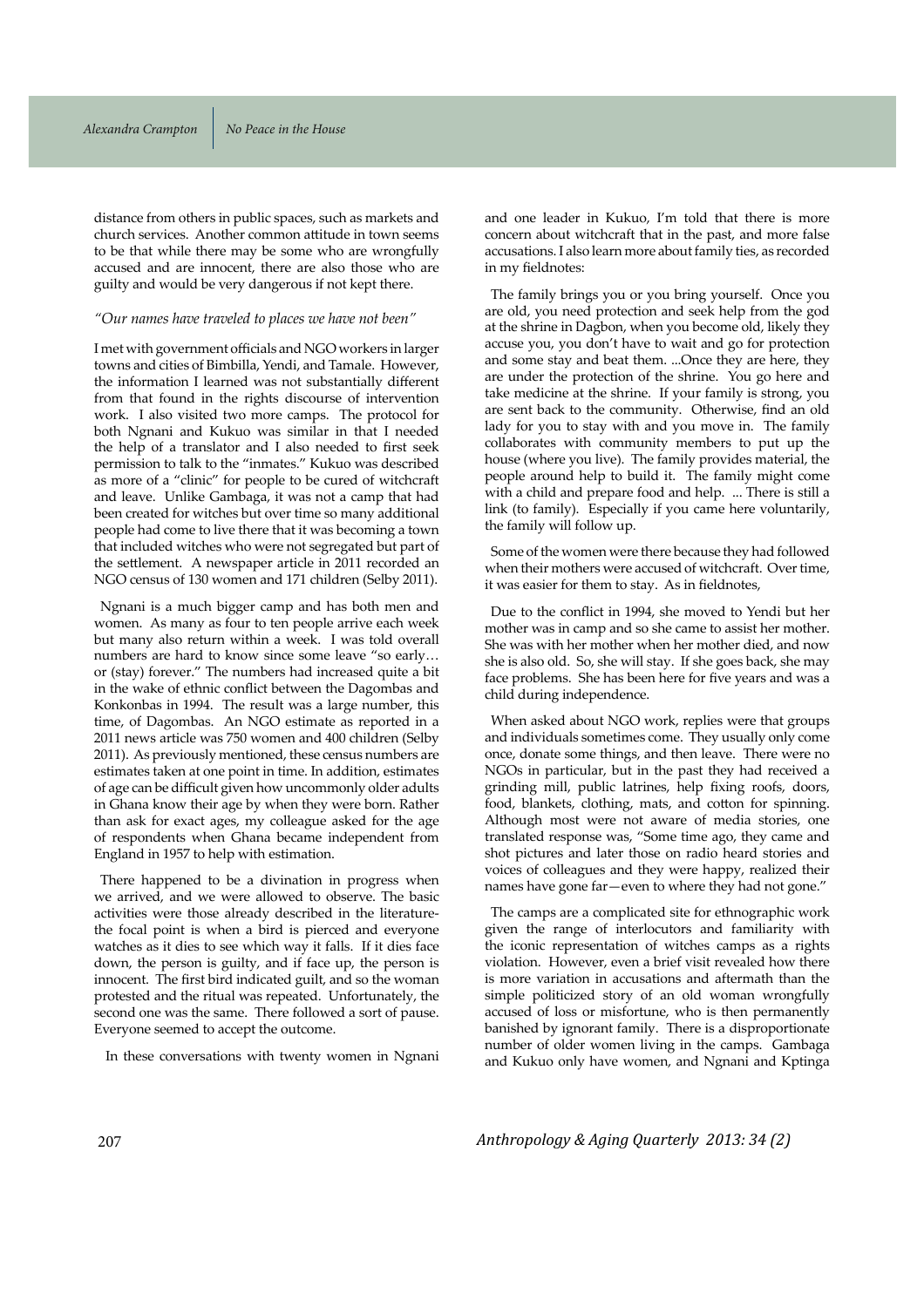distance from others in public spaces, such as markets and church services. Another common attitude in town seems to be that while there may be some who are wrongfully accused and are innocent, there are also those who are guilty and would be very dangerous if not kept there.

### *"Our names have traveled to places we have not been"*

I met with government officials and NGO workers in larger towns and cities of Bimbilla, Yendi, and Tamale. However, the information I learned was not substantially different from that found in the rights discourse of intervention work. I also visited two more camps. The protocol for both Ngnani and Kukuo was similar in that I needed the help of a translator and I also needed to first seek permission to talk to the "inmates." Kukuo was described as more of a "clinic" for people to be cured of witchcraft and leave. Unlike Gambaga, it was not a camp that had been created for witches but over time so many additional people had come to live there that it was becoming a town that included witches who were not segregated but part of the settlement. A newspaper article in 2011 recorded an NGO census of 130 women and 171 children (Selby 2011).

Ngnani is a much bigger camp and has both men and women. As many as four to ten people arrive each week but many also return within a week. I was told overall numbers are hard to know since some leave "so early… or (stay) forever." The numbers had increased quite a bit in the wake of ethnic conflict between the Dagombas and Konkonbas in 1994. The result was a large number, this time, of Dagombas. An NGO estimate as reported in a 2011 news article was 750 women and 400 children (Selby 2011). As previously mentioned, these census numbers are estimates taken at one point in time. In addition, estimates of age can be difficult given how uncommonly older adults in Ghana know their age by when they were born. Rather than ask for exact ages, my colleague asked for the age of respondents when Ghana became independent from England in 1957 to help with estimation.

There happened to be a divination in progress when we arrived, and we were allowed to observe. The basic activities were those already described in the literature- the focal point is when a bird is pierced and everyone watches as it dies to see which way it falls. If it dies face down, the person is guilty, and if face up, the person is innocent. The first bird indicated guilt, and so the woman protested and the ritual was repeated. Unfortunately, the second one was the same. There followed a sort of pause. Everyone seemed to accept the outcome.

In these conversations with twenty women in Ngnani and one leader in Kukuo, I'm told that there is more concern about witchcraft that in the past, and more false accusations. I also learn more about family ties, as recorded in my fieldnotes:

> The family brings you or you bring yourself. Once you are old, you need protection and seek help from the god at the shrine in Dagbon, when you become old, likely they accuse you, you don't have to wait and go for protection and some stay and beat them. ...Once they are here, they are under the protection of the shrine. You go here and take medicine at the shrine. If your family is strong, you are sent back to the community. Otherwise, find an old lady for you to stay with and you move in. The family collaborates with community members to put up the house (where you live). The family provides material, the people around help to build it. The family might come with a child and prepare food and help. ... There is still a link (to family). Especially if you came here voluntarily, the family will follow up.

Some of the women were there because they had followed when their mothers were accused of witchcraft. Over time, it was easier for them to stay. As in fieldnotes,

> Due to the conflict in 1994, she moved to Yendi but her mother was in camp and so she came to assist her mother. She was with her mother when her mother died, and now she is also old. So, she will stay. If she goes back, she may face problems. She has been here for five years and was a child during independence.

When asked about NGO work, replies were that groups and individuals sometimes come. They usually only come once, donate some things, and then leave. There were no NGOs in particular, but in the past they had received a grinding mill, public latrines, help fixing roofs, doors, food, blankets, clothing, mats, and cotton for spinning. Although most were not aware of media stories, one translated response was, "Some time ago, they came and shot pictures and later those on radio heard stories and voices of colleagues and they were happy, realized their names have gone far—even to where they had not gone."

The camps are a complicated site for ethnographic work given the range of interlocutors and familiarity with the iconic representation of witches camps as a rights violation. However, even a brief visit revealed how there is more variation in accusations and aftermath than the simple politicized story of an old woman wrongfully accused of loss or misfortune, who is then permanently banished by ignorant family. There is a disproportionate number of older women living in the camps. Gambaga and Kukuo only have women, and Ngnani and Kptinga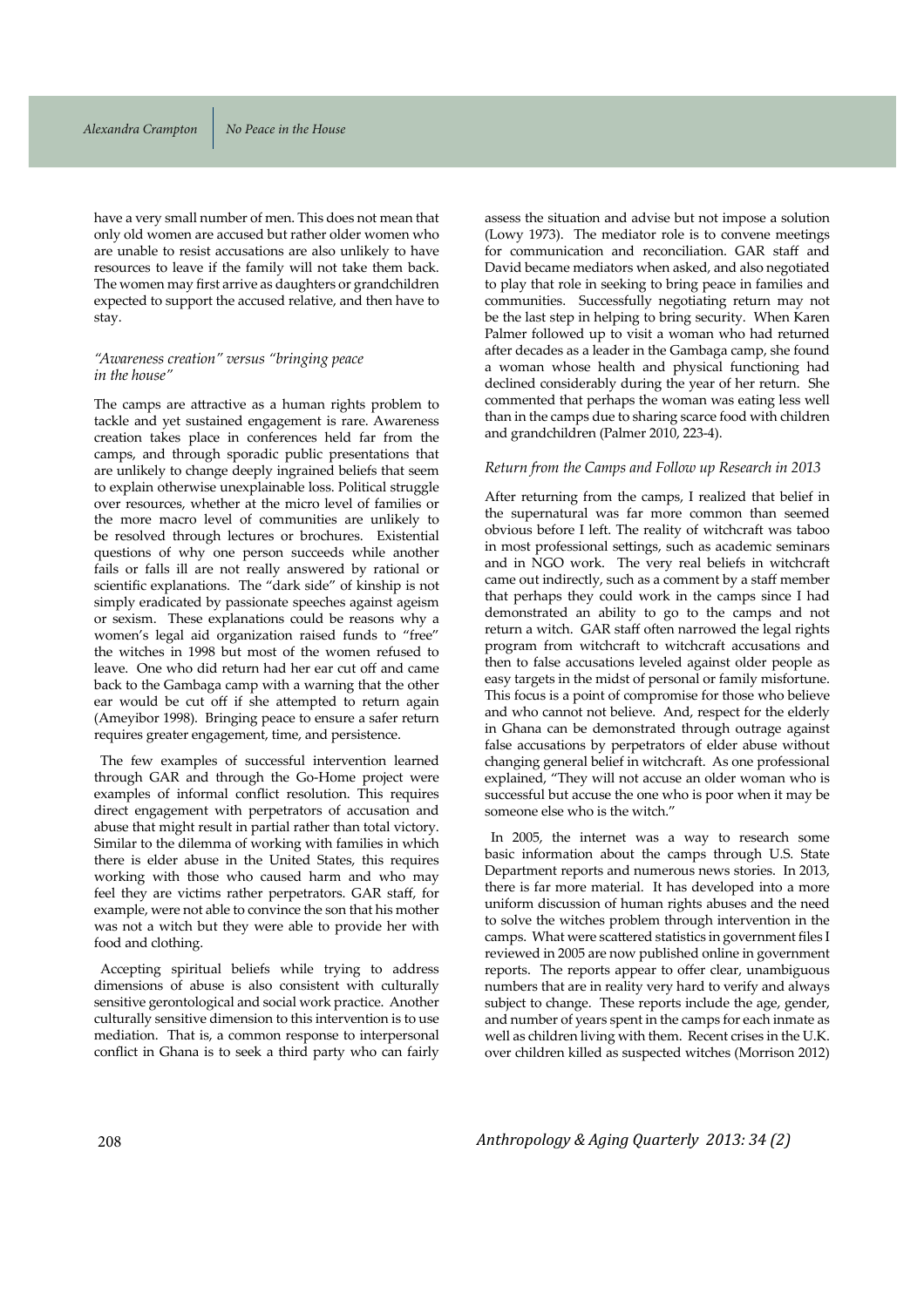have a very small number of men. This does not mean that only old women are accused but rather older women who are unable to resist accusations are also unlikely to have resources to leave if the family will not take them back. The women may first arrive as daughters or grandchildren expected to support the accused relative, and then have to stay.

### *"Awareness creation" versus "bringing peace in the house"*

The camps are attractive as a human rights problem to tackle and yet sustained engagement is rare. Awareness creation takes place in conferences held far from the camps, and through sporadic public presentations that are unlikely to change deeply ingrained beliefs that seem to explain otherwise unexplainable loss. Political struggle over resources, whether at the micro level of families or the more macro level of communities are unlikely to be resolved through lectures or brochures. Existential questions of why one person succeeds while another fails or falls ill are not really answered by rational or scientific explanations. The "dark side" of kinship is not simply eradicated by passionate speeches against ageism or sexism. These explanations could be reasons why a women's legal aid organization raised funds to "free" the witches in 1998 but most of the women refused to leave. One who did return had her ear cut off and came back to the Gambaga camp with a warning that the other ear would be cut off if she attempted to return again (Ameyibor 1998). Bringing peace to ensure a safer return requires greater engagement, time, and persistence.

The few examples of successful intervention learned through GAR and through the Go-Home project were examples of informal conflict resolution. This requires direct engagement with perpetrators of accusation and abuse that might result in partial rather than total victory. Similar to the dilemma of working with families in which there is elder abuse in the United States, this requires working with those who caused harm and who may feel they are victims rather perpetrators. GAR staff, for example, were not able to convince the son that his mother was not a witch but they were able to provide her with food and clothing.

Accepting spiritual beliefs while trying to address dimensions of abuse is also consistent with culturally sensitive gerontological and social work practice. Another culturally sensitive dimension to this intervention is to use mediation. That is, a common response to interpersonal conflict in Ghana is to seek a third party who can fairly assess the situation and advise but not impose a solution (Lowy 1973). The mediator role is to convene meetings for communication and reconciliation. GAR staff and David became mediators when asked, and also negotiated to play that role in seeking to bring peace in families and communities. Successfully negotiating return may not be the last step in helping to bring security. When Karen Palmer followed up to visit a woman who had returned after decades as a leader in the Gambaga camp, she found a woman whose health and physical functioning had declined considerably during the year of her return. She commented that perhaps the woman was eating less well than in the camps due to sharing scarce food with children and grandchildren (Palmer 2010, 223-4).

### *Return from the Camps and Follow up Research in 2013*

After returning from the camps, I realized that belief in the supernatural was far more common than seemed obvious before I left. The reality of witchcraft was taboo in most professional settings, such as academic seminars and in NGO work. The very real beliefs in witchcraft came out indirectly, such as a comment by a staff member that perhaps they could work in the camps since I had demonstrated an ability to go to the camps and not return a witch. GAR staff often narrowed the legal rights program from witchcraft to witchcraft accusations and then to false accusations leveled against older people as easy targets in the midst of personal or family misfortune. This focus is a point of compromise for those who believe and who cannot not believe. And, respect for the elderly in Ghana can be demonstrated through outrage against false accusations by perpetrators of elder abuse without changing general belief in witchcraft. As one professional explained, "They will not accuse an older woman who is successful but accuse the one who is poor when it may be someone else who is the witch."

In 2005, the internet was a way to research some basic information about the camps through U.S. State Department reports and numerous news stories. In 2013, there is far more material. It has developed into a more uniform discussion of human rights abuses and the need to solve the witches problem through intervention in the camps. What were scattered statistics in government files I reviewed in 2005 are now published online in government reports. The reports appear to offer clear, unambiguous numbers that are in reality very hard to verify and always subject to change. These reports include the age, gender, and number of years spent in the camps for each inmate as well as children living with them. Recent crises in the U.K. over children killed as suspected witches (Morrison 2012)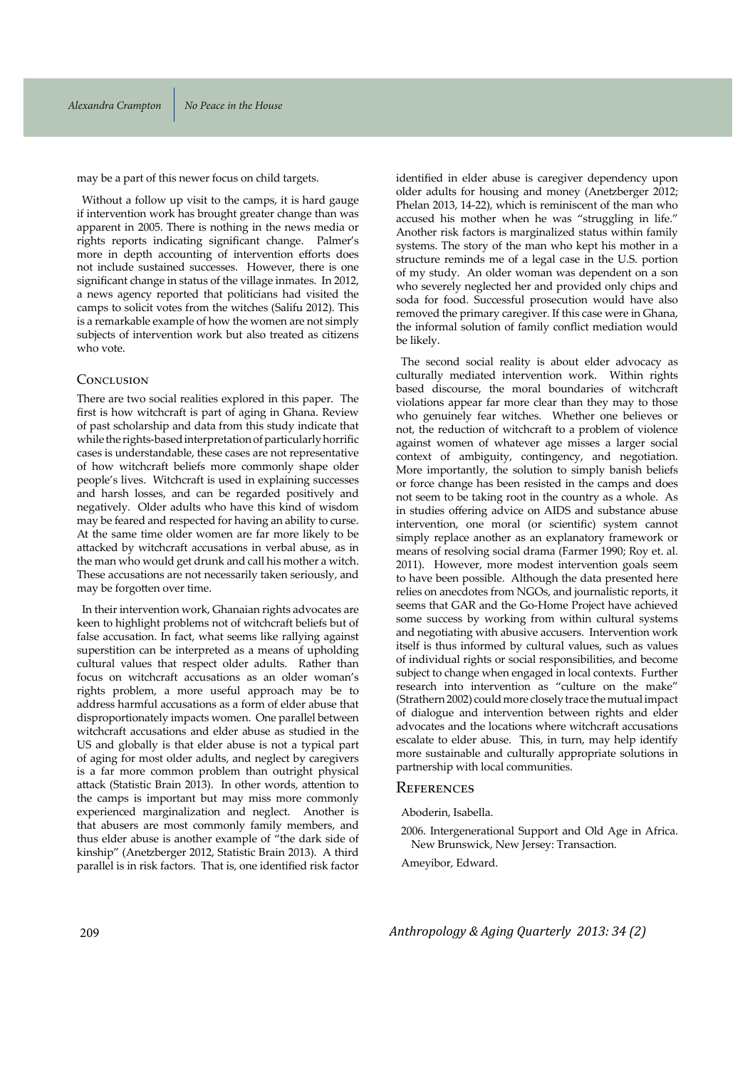may be a part of this newer focus on child targets.

Without a follow up visit to the camps, it is hard gauge if intervention work has brought greater change than was apparent in 2005. There is nothing in the news media or rights reports indicating significant change. Palmer's more in depth accounting of intervention efforts does not include sustained successes. However, there is one significant change in status of the village inmates. In 2012, a news agency reported that politicians had visited the camps to solicit votes from the witches (Salifu 2012). This is a remarkable example of how the women are not simply subjects of intervention work but also treated as citizens who vote.

## Conclusion

There are two social realities explored in this paper. The first is how witchcraft is part of aging in Ghana. Review of past scholarship and data from this study indicate that while the rights-based interpretation of particularly horrific cases is understandable, these cases are not representative of how witchcraft beliefs more commonly shape older people's lives. Witchcraft is used in explaining successes and harsh losses, and can be regarded positively and negatively. Older adults who have this kind of wisdom may be feared and respected for having an ability to curse. At the same time older women are far more likely to be attacked by witchcraft accusations in verbal abuse, as in the man who would get drunk and call his mother a witch. These accusations are not necessarily taken seriously, and may be forgotten over time.

In their intervention work, Ghanaian rights advocates are keen to highlight problems not of witchcraft beliefs but of false accusation. In fact, what seems like rallying against superstition can be interpreted as a means of upholding cultural values that respect older adults. Rather than focus on witchcraft accusations as an older woman's rights problem, a more useful approach may be to address harmful accusations as a form of elder abuse that disproportionately impacts women. One parallel between witchcraft accusations and elder abuse as studied in the US and globally is that elder abuse is not a typical part of aging for most older adults, and neglect by caregivers is a far more common problem than outright physical attack (Statistic Brain 2013). In other words, attention to the camps is important but may miss more commonly experienced marginalization and neglect. Another is that abusers are most commonly family members, and thus elder abuse is another example of "the dark side of kinship" (Anetzberger 2012, Statistic Brain 2013). A third parallel is in risk factors. That is, one identified risk factor identified in elder abuse is caregiver dependency upon older adults for housing and money (Anetzberger 2012; Phelan 2013, 14-22), which is reminiscent of the man who accused his mother when he was "struggling in life." Another risk factors is marginalized status within family systems. The story of the man who kept his mother in a structure reminds me of a legal case in the U.S. portion of my study. An older woman was dependent on a son who severely neglected her and provided only chips and soda for food. Successful prosecution would have also removed the primary caregiver. If this case were in Ghana, the informal solution of family conflict mediation would be likely.

The second social reality is about elder advocacy as culturally mediated intervention work. Within rights based discourse, the moral boundaries of witchcraft violations appear far more clear than they may to those who genuinely fear witches. Whether one believes or not, the reduction of witchcraft to a problem of violence against women of whatever age misses a larger social context of ambiguity, contingency, and negotiation. More importantly, the solution to simply banish beliefs or force change has been resisted in the camps and does not seem to be taking root in the country as a whole. As in studies offering advice on AIDS and substance abuse intervention, one moral (or scientific) system cannot simply replace another as an explanatory framework or means of resolving social drama (Farmer 1990; Roy et. al. 2011). However, more modest intervention goals seem to have been possible. Although the data presented here relies on anecdotes from NGOs, and journalistic reports, it seems that GAR and the Go-Home Project have achieved some success by working from within cultural systems and negotiating with abusive accusers. Intervention work itself is thus informed by cultural values, such as values of individual rights or social responsibilities, and become subject to change when engaged in local contexts. Further research into intervention as "culture on the make" (Strathern 2002) could more closely trace the mutual impact of dialogue and intervention between rights and elder advocates and the locations where witchcraft accusations escalate to elder abuse. This, in turn, may help identify more sustainable and culturally appropriate solutions in partnership with local communities.

## References

Aboderin, Isabella.

2006. Intergenerational Support and Old Age in Africa. New Brunswick, New Jersey: Transaction.

Ameyibor, Edward.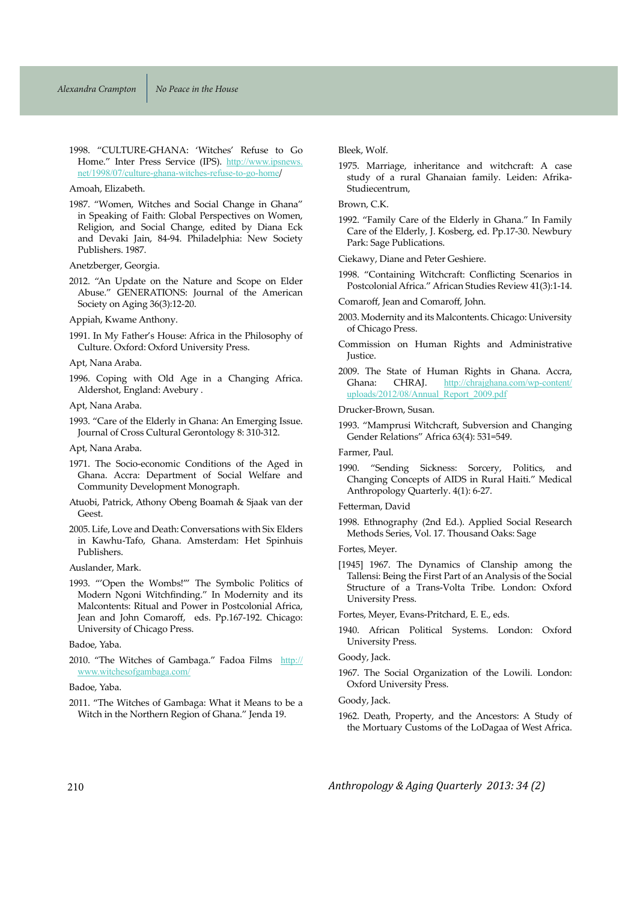1998. "CULTURE-GHANA: 'Witches' Refuse to Go Home." Inter Press Service (IPS). http://www.ipsnews.net/1998/07/culture-ghana-witches-refuse-to-go-home/

Amoah, Elizabeth.

1987. "Women, Witches and Social Change in Ghana" in Speaking of Faith: Global Perspectives on Women, Religion, and Social Change, edited by Diana Eck and Devaki Jain, 84-94. Philadelphia: New Society Publishers. 1987.

Anetzberger, Georgia.

2012. "An Update on the Nature and Scope on Elder Abuse." GENERATIONS: Journal of the American Society on Aging 36(3):12-20.

Appiah, Kwame Anthony.

1991. In My Father's House: Africa in the Philosophy of Culture. Oxford: Oxford University Press.

Apt, Nana Araba.

1996. Coping with Old Age in a Changing Africa. Aldershot, England: Avebury .

Apt, Nana Araba.

1993. "Care of the Elderly in Ghana: An Emerging Issue. Journal of Cross Cultural Gerontology 8: 310-312.

Apt, Nana Araba.

1971. The Socio-economic Conditions of the Aged in Ghana. Accra: Department of Social Welfare and Community Development Monograph.

Atuobi, Patrick, Athony Obeng Boamah & Sjaak van der Geest.

2005. Life, Love and Death: Conversations with Six Elders in Kawhu-Tafo, Ghana. Amsterdam: Het Spinhuis Publishers.

Auslander, Mark.

1993. "'Open the Wombs!'" The Symbolic Politics of Modern Ngoni Witchfinding." In Modernity and its Malcontents: Ritual and Power in Postcolonial Africa, Jean and John Comaroff, eds. Pp.167-192. Chicago: University of Chicago Press.

Badoe, Yaba.

2010. "The Witches of Gambaga." Fadoa Films http://www.witchesofgambaga.com/

Badoe, Yaba.

2011. "The Witches of Gambaga: What it Means to be a Witch in the Northern Region of Ghana." Jenda 19.

Bleek, Wolf.

1975. Marriage, inheritance and witchcraft: A case study of a rural Ghanaian family. Leiden: Afrika-Studiecentrum,

Brown, C.K.

1992. "Family Care of the Elderly in Ghana." In Family Care of the Elderly, J. Kosberg, ed. Pp.17-30. Newbury Park: Sage Publications.

Ciekawy, Diane and Peter Geshiere.

1998. "Containing Witchcraft: Conflicting Scenarios in Postcolonial Africa." African Studies Review 41(3):1-14.

Comaroff, Jean and Comaroff, John.

2003. Modernity and its Malcontents. Chicago: University of Chicago Press.

Commission on Human Rights and Administrative Justice.

2009. The State of Human Rights in Ghana. Accra, Ghana: CHRAJ. http://chrajghana.com/wp-content/uploads/2012/08/Annual_Report_2009.pdf

Drucker-Brown, Susan.

1993. "Mamprusi Witchcraft, Subversion and Changing Gender Relations" Africa 63(4): 531=549.

Farmer, Paul.

1990. "Sending Sickness: Sorcery, Politics, and Changing Concepts of AIDS in Rural Haiti." Medical Anthropology Quarterly. 4(1): 6-27.

Fetterman, David

1998. Ethnography (2nd Ed.). Applied Social Research Methods Series, Vol. 17. Thousand Oaks: Sage

Fortes, Meyer.

[1945] 1967. The Dynamics of Clanship among the Tallensi: Being the First Part of an Analysis of the Social Structure of a Trans-Volta Tribe. London: Oxford University Press.

Fortes, Meyer, Evans-Pritchard, E. E., eds.

1940. African Political Systems. London: Oxford University Press.

Goody, Jack.

1967. The Social Organization of the Lowili. London: Oxford University Press.

Goody, Jack.

1962. Death, Property, and the Ancestors: A Study of the Mortuary Customs of the LoDagaa of West Africa.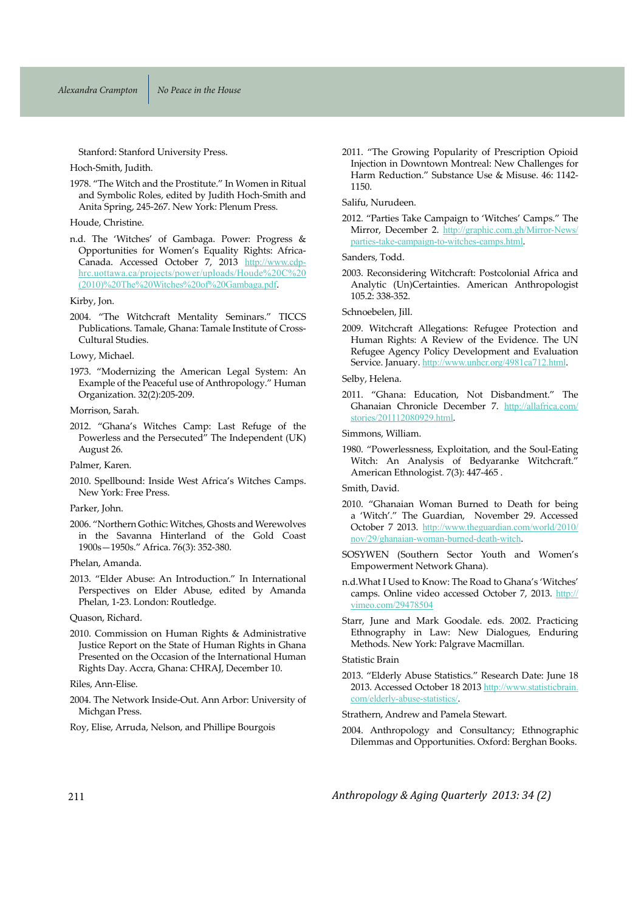Stanford: Stanford University Press.

Hoch-Smith, Judith.

1978. "The Witch and the Prostitute." In Women in Ritual and Symbolic Roles, edited by Judith Hoch-Smith and Anita Spring, 245-267. New York: Plenum Press.

Houde, Christine.

n.d. The 'Witches' of Gambaga. Power: Progress & Opportunities for Women's Equality Rights: Africa-Canada. Accessed October 7, 2013 http://www.cdp-hrc.uottawa.ca/projects/power/uploads/Houde%20C%20(2010)%20The%20Witches%20of%20Gambaga.pdf.

Kirby, Jon.

2004. "The Witchcraft Mentality Seminars." TICCS Publications. Tamale, Ghana: Tamale Institute of Cross-Cultural Studies.

Lowy, Michael.

1973. "Modernizing the American Legal System: An Example of the Peaceful use of Anthropology." Human Organization. 32(2):205-209.

Morrison, Sarah.

2012. "Ghana's Witches Camp: Last Refuge of the Powerless and the Persecuted" The Independent (UK) August 26.

Palmer, Karen.

2010. Spellbound: Inside West Africa's Witches Camps. New York: Free Press.

Parker, John.

2006. "Northern Gothic: Witches, Ghosts and Werewolves in the Savanna Hinterland of the Gold Coast 1900s—1950s." Africa. 76(3): 352-380.

Phelan, Amanda.

2013. "Elder Abuse: An Introduction." In International Perspectives on Elder Abuse, edited by Amanda Phelan, 1-23. London: Routledge.

Quason, Richard.

2010. Commission on Human Rights & Administrative Justice Report on the State of Human Rights in Ghana Presented on the Occasion of the International Human Rights Day. Accra, Ghana: CHRAJ, December 10.

Riles, Ann-Elise.

2004. The Network Inside-Out. Ann Arbor: University of Michgan Press.

Roy, Elise, Arruda, Nelson, and Phillipe Bourgois

2011. "The Growing Popularity of Prescription Opioid Injection in Downtown Montreal: New Challenges for Harm Reduction." Substance Use & Misuse. 46: 1142-1150.

Salifu, Nurudeen.

2012. "Parties Take Campaign to 'Witches' Camps." The Mirror, December 2. http://graphic.com.gh/Mirror-News/parties-take-campaign-to-witches-camps.html.

Sanders, Todd.

2003. Reconsidering Witchcraft: Postcolonial Africa and Analytic (Un)Certainties. American Anthropologist 105.2: 338-352.

Schnoebelen, Jill.

2009. Witchcraft Allegations: Refugee Protection and Human Rights: A Review of the Evidence. The UN Refugee Agency Policy Development and Evaluation Service. January. http://www.unhcr.org/4981ca712.html.

Selby, Helena.

2011. "Ghana: Education, Not Disbandment." The Ghanaian Chronicle December 7. http://allafrica.com/stories/201112080929.html.

Simmons, William.

1980. "Powerlessness, Exploitation, and the Soul-Eating Witch: An Analysis of Bedyaranke Witchcraft." American Ethnologist. 7(3): 447-465 .

Smith, David.

2010. "Ghanaian Woman Burned to Death for being a 'Witch'." The Guardian, November 29. Accessed October 7 2013. http://www.theguardian.com/world/2010/nov/29/ghanaian-woman-burned-death-witch.

SOSYWEN (Southern Sector Youth and Women's Empowerment Network Ghana).

n.d.What I Used to Know: The Road to Ghana's 'Witches' camps. Online video accessed October 7, 2013. http://vimeo.com/29478504

Starr, June and Mark Goodale. eds. 2002. Practicing Ethnography in Law: New Dialogues, Enduring Methods. New York: Palgrave Macmillan.

Statistic Brain

2013. "Elderly Abuse Statistics." Research Date: June 18 2013. Accessed October 18 2013 http://www.statisticbrain.com/elderly-abuse-statistics/.

Strathern, Andrew and Pamela Stewart.

2004. Anthropology and Consultancy; Ethnographic Dilemmas and Opportunities. Oxford: Berghan Books.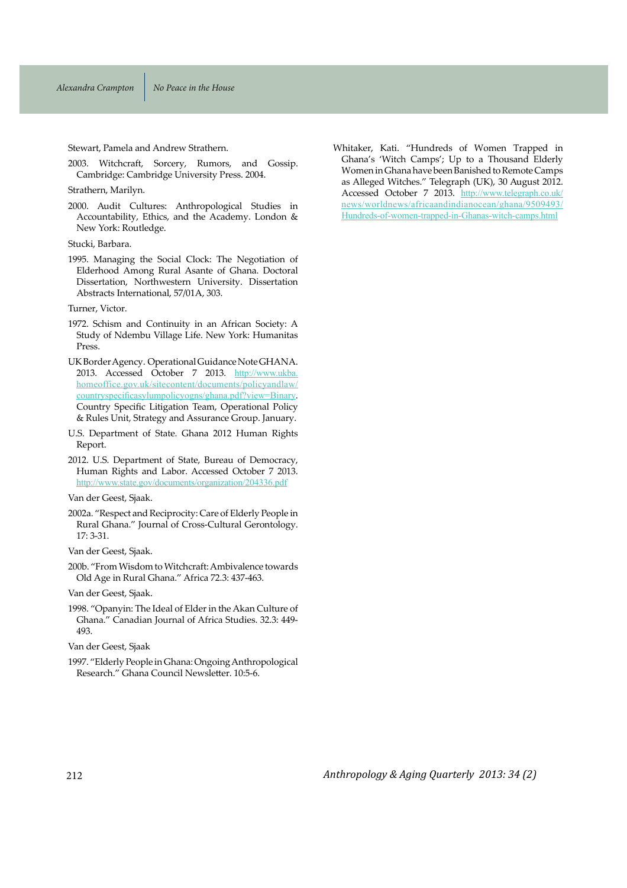Stewart, Pamela and Andrew Strathern.

2003. Witchcraft, Sorcery, Rumors, and Gossip. Cambridge: Cambridge University Press. 2004.

Strathern, Marilyn.

2000. Audit Cultures: Anthropological Studies in Accountability, Ethics, and the Academy. London & New York: Routledge.

Stucki, Barbara.

1995. Managing the Social Clock: The Negotiation of Elderhood Among Rural Asante of Ghana. Doctoral Dissertation, Northwestern University. Dissertation Abstracts International, 57/01A, 303.

Turner, Victor.

1972. Schism and Continuity in an African Society: A Study of Ndembu Village Life. New York: Humanitas Press.

UK Border Agency. Operational Guidance Note GHANA. 2013. Accessed October 7 2013. http://www.ukba.homeoffice.gov.uk/sitecontent/documents/policyandlaw/countryspecificasylumpolicyogns/ghana.pdf?view=Binary. Country Specific Litigation Team, Operational Policy & Rules Unit, Strategy and Assurance Group. January.

U.S. Department of State. Ghana 2012 Human Rights Report.

2012. U.S. Department of State, Bureau of Democracy, Human Rights and Labor. Accessed October 7 2013. http://www.state.gov/documents/organization/204336.pdf

Van der Geest, Sjaak.

2002a. "Respect and Reciprocity: Care of Elderly People in Rural Ghana." Journal of Cross-Cultural Gerontology. 17: 3-31.

Van der Geest, Sjaak.

200b. "From Wisdom to Witchcraft: Ambivalence towards Old Age in Rural Ghana." Africa 72.3: 437-463.

Van der Geest, Sjaak.

1998. "Opanyin: The Ideal of Elder in the Akan Culture of Ghana." Canadian Journal of Africa Studies. 32.3: 449-493.

Van der Geest, Sjaak

1997. "Elderly People in Ghana: Ongoing Anthropological Research." Ghana Council Newsletter. 10:5-6.

Whitaker, Kati. "Hundreds of Women Trapped in Ghana's 'Witch Camps'; Up to a Thousand Elderly Women in Ghana have been Banished to Remote Camps as Alleged Witches." Telegraph (UK), 30 August 2012. Accessed October 7 2013. http://www.telegraph.co.uk/news/worldnews/africaandindianocean/ghana/9509493/Hundreds-of-women-trapped-in-Ghanas-witch-camps.html